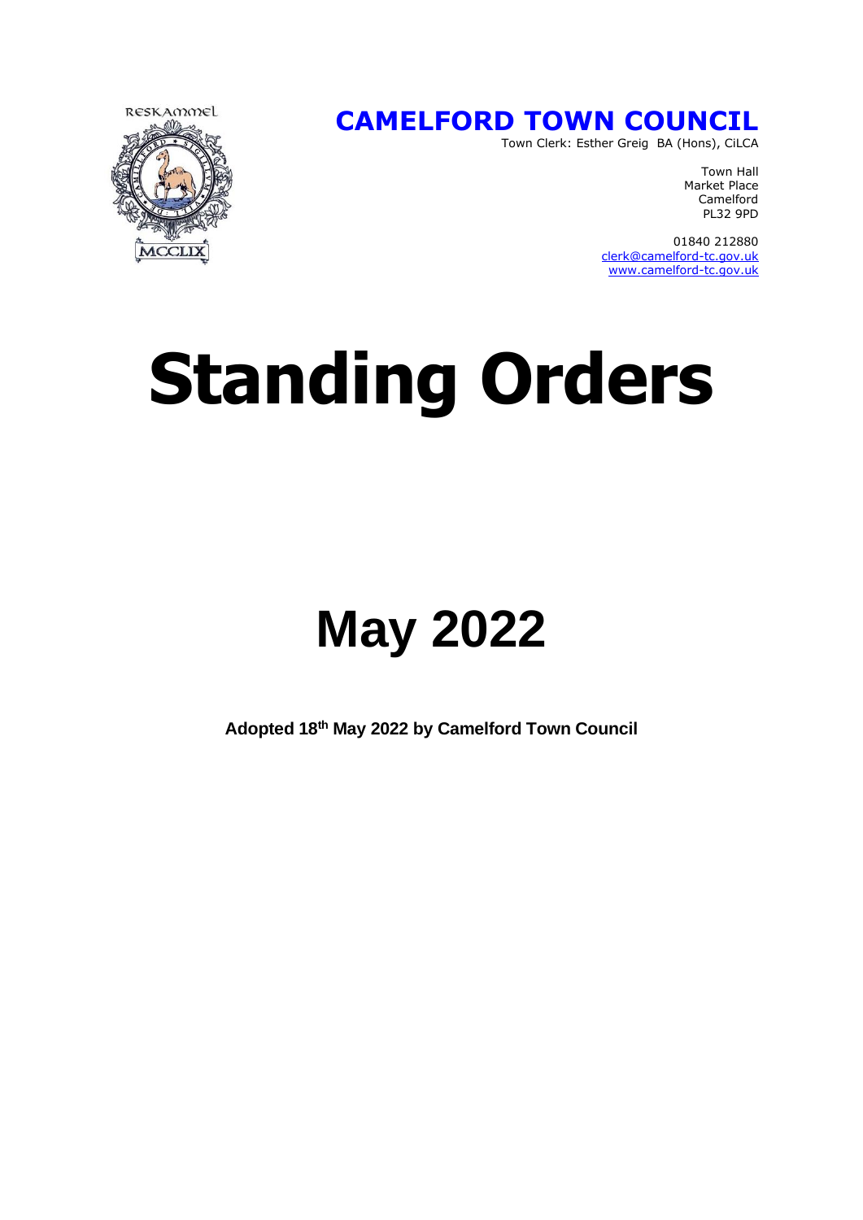RESKAMMEL

MCCLIX

**CAMELFORD TOWN COUNCIL**

Town Clerk: Esther Greig BA (Hons), CiLCA

Town Hall
Market Place
Camelford
PL32 9PD

01840 212880
clerk@camelford-tc.gov.uk
www.camelford-tc.gov.uk

# Standing Orders

# May 2022

**Adopted 18th May 2022 by Camelford Town Council**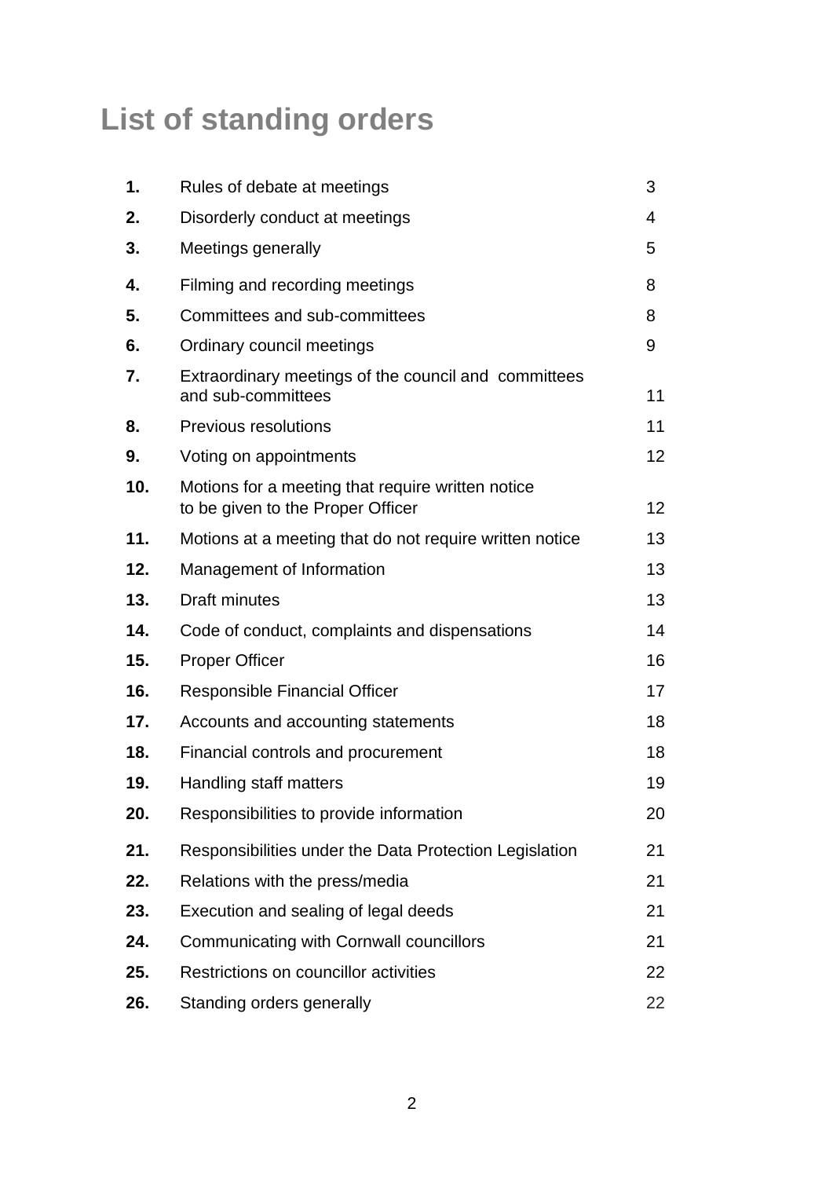# List of standing orders

| | | |
|---|---|---|
| **1.** | Rules of debate at meetings | 3 |
| **2.** | Disorderly conduct at meetings | 4 |
| **3.** | Meetings generally | 5 |
| **4.** | Filming and recording meetings | 8 |
| **5.** | Committees and sub-committees | 8 |
| **6.** | Ordinary council meetings | 9 |
| **7.** | Extraordinary meetings of the council and committees and sub-committees | 11 |
| **8.** | Previous resolutions | 11 |
| **9.** | Voting on appointments | 12 |
| **10.** | Motions for a meeting that require written notice to be given to the Proper Officer | 12 |
| **11.** | Motions at a meeting that do not require written notice | 13 |
| **12.** | Management of Information | 13 |
| **13.** | Draft minutes | 13 |
| **14.** | Code of conduct, complaints and dispensations | 14 |
| **15.** | Proper Officer | 16 |
| **16.** | Responsible Financial Officer | 17 |
| **17.** | Accounts and accounting statements | 18 |
| **18.** | Financial controls and procurement | 18 |
| **19.** | Handling staff matters | 19 |
| **20.** | Responsibilities to provide information | 20 |
| **21.** | Responsibilities under the Data Protection Legislation | 21 |
| **22.** | Relations with the press/media | 21 |
| **23.** | Execution and sealing of legal deeds | 21 |
| **24.** | Communicating with Cornwall councillors | 21 |
| **25.** | Restrictions on councillor activities | 22 |
| **26.** | Standing orders generally | 22 |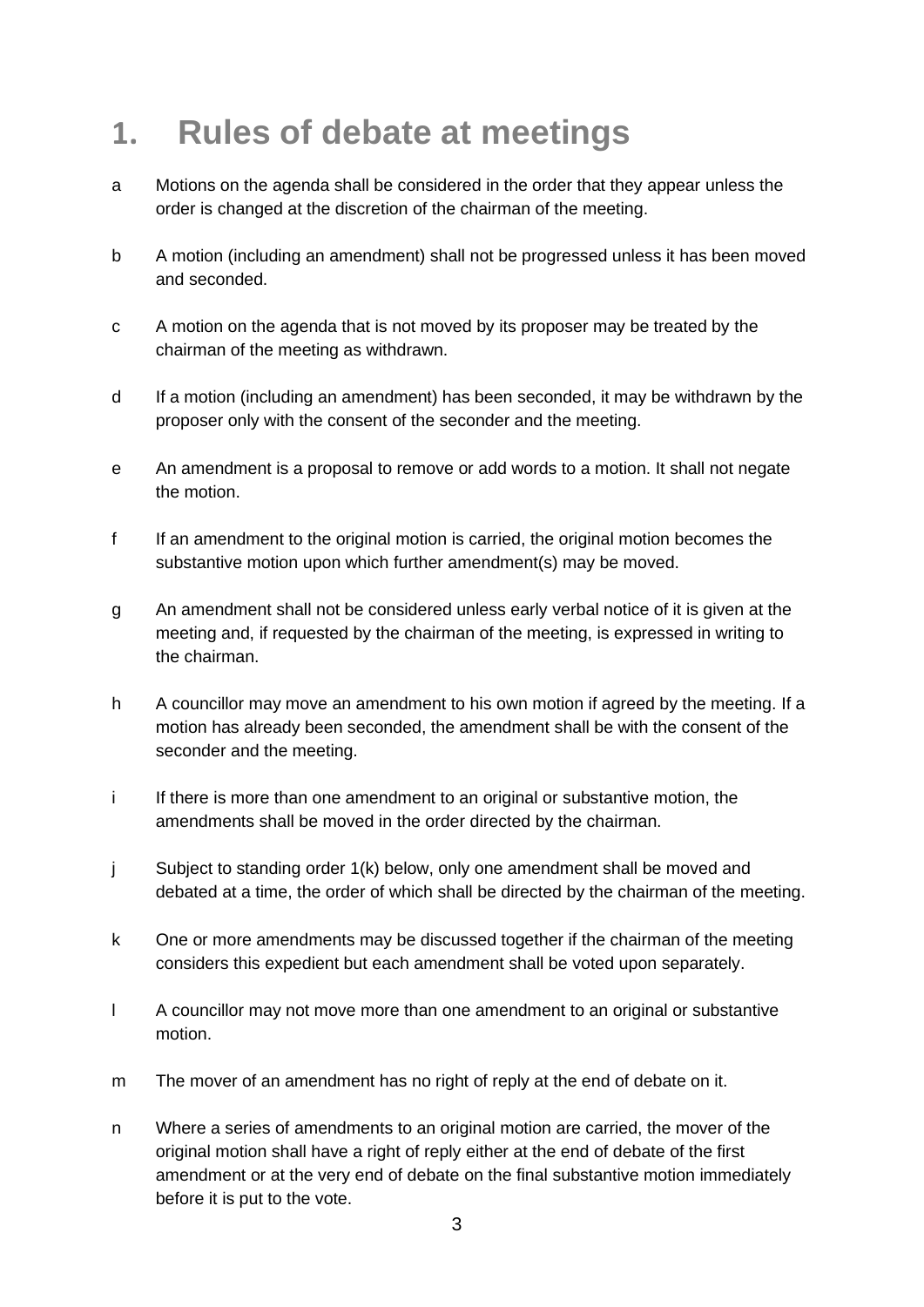# 1. Rules of debate at meetings

a Motions on the agenda shall be considered in the order that they appear unless the order is changed at the discretion of the chairman of the meeting.

b A motion (including an amendment) shall not be progressed unless it has been moved and seconded.

c A motion on the agenda that is not moved by its proposer may be treated by the chairman of the meeting as withdrawn.

d If a motion (including an amendment) has been seconded, it may be withdrawn by the proposer only with the consent of the seconder and the meeting.

e An amendment is a proposal to remove or add words to a motion. It shall not negate the motion.

f If an amendment to the original motion is carried, the original motion becomes the substantive motion upon which further amendment(s) may be moved.

g An amendment shall not be considered unless early verbal notice of it is given at the meeting and, if requested by the chairman of the meeting, is expressed in writing to the chairman.

h A councillor may move an amendment to his own motion if agreed by the meeting. If a motion has already been seconded, the amendment shall be with the consent of the seconder and the meeting.

i If there is more than one amendment to an original or substantive motion, the amendments shall be moved in the order directed by the chairman.

j Subject to standing order 1(k) below, only one amendment shall be moved and debated at a time, the order of which shall be directed by the chairman of the meeting.

k One or more amendments may be discussed together if the chairman of the meeting considers this expedient but each amendment shall be voted upon separately.

l A councillor may not move more than one amendment to an original or substantive motion.

m The mover of an amendment has no right of reply at the end of debate on it.

n Where a series of amendments to an original motion are carried, the mover of the original motion shall have a right of reply either at the end of debate of the first amendment or at the very end of debate on the final substantive motion immediately before it is put to the vote.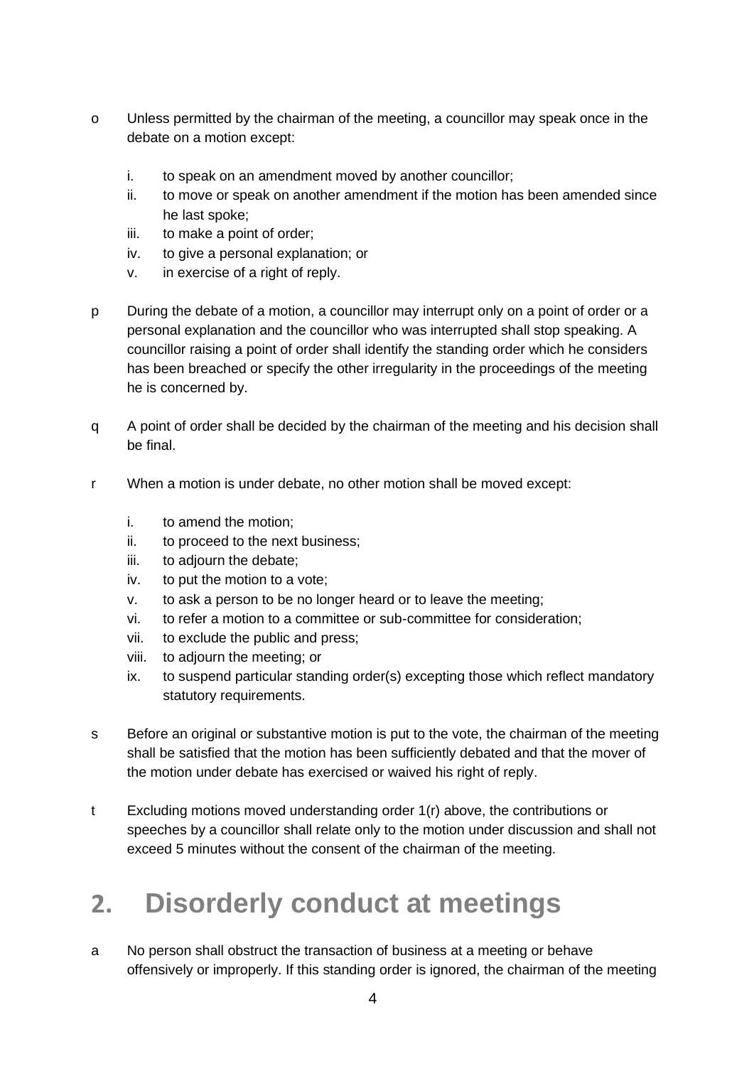o Unless permitted by the chairman of the meeting, a councillor may speak once in the debate on a motion except:

  i. to speak on an amendment moved by another councillor;
  ii. to move or speak on another amendment if the motion has been amended since he last spoke;
  iii. to make a point of order;
  iv. to give a personal explanation; or
  v. in exercise of a right of reply.

p During the debate of a motion, a councillor may interrupt only on a point of order or a personal explanation and the councillor who was interrupted shall stop speaking. A councillor raising a point of order shall identify the standing order which he considers has been breached or specify the other irregularity in the proceedings of the meeting he is concerned by.

q A point of order shall be decided by the chairman of the meeting and his decision shall be final.

r When a motion is under debate, no other motion shall be moved except:

  i. to amend the motion;
  ii. to proceed to the next business;
  iii. to adjourn the debate;
  iv. to put the motion to a vote;
  v. to ask a person to be no longer heard or to leave the meeting;
  vi. to refer a motion to a committee or sub-committee for consideration;
  vii. to exclude the public and press;
  viii. to adjourn the meeting; or
  ix. to suspend particular standing order(s) excepting those which reflect mandatory statutory requirements.

s Before an original or substantive motion is put to the vote, the chairman of the meeting shall be satisfied that the motion has been sufficiently debated and that the mover of the motion under debate has exercised or waived his right of reply.

t Excluding motions moved understanding order 1(r) above, the contributions or speeches by a councillor shall relate only to the motion under discussion and shall not exceed 5 minutes without the consent of the chairman of the meeting.

## 2. Disorderly conduct at meetings

a No person shall obstruct the transaction of business at a meeting or behave offensively or improperly. If this standing order is ignored, the chairman of the meeting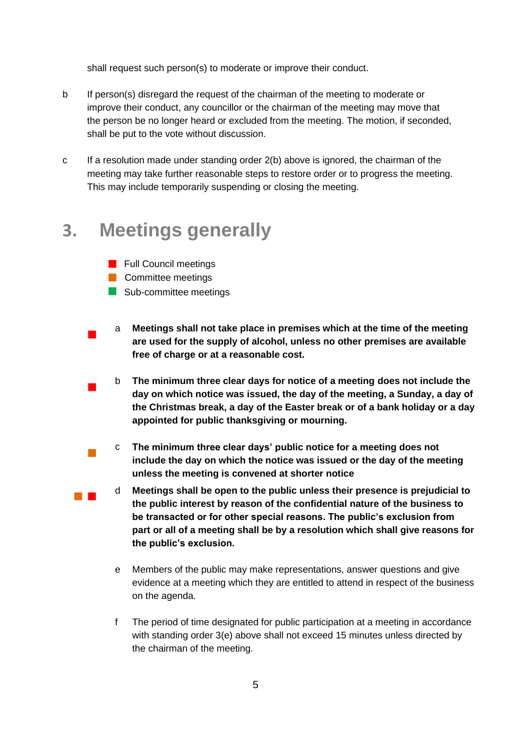shall request such person(s) to moderate or improve their conduct.

b If person(s) disregard the request of the chairman of the meeting to moderate or improve their conduct, any councillor or the chairman of the meeting may move that the person be no longer heard or excluded from the meeting. The motion, if seconded, shall be put to the vote without discussion.

c If a resolution made under standing order 2(b) above is ignored, the chairman of the meeting may take further reasonable steps to restore order or to progress the meeting. This may include temporarily suspending or closing the meeting.

## 3. Meetings generally

- ■ Full Council meetings
- ■ Committee meetings
- ■ Sub-committee meetings

■ a **Meetings shall not take place in premises which at the time of the meeting are used for the supply of alcohol, unless no other premises are available free of charge or at a reasonable cost.**

■ b **The minimum three clear days for notice of a meeting does not include the day on which notice was issued, the day of the meeting, a Sunday, a day of the Christmas break, a day of the Easter break or of a bank holiday or a day appointed for public thanksgiving or mourning.**

■ c **The minimum three clear days' public notice for a meeting does not include the day on which the notice was issued or the day of the meeting unless the meeting is convened at shorter notice**

■ ■ d **Meetings shall be open to the public unless their presence is prejudicial to the public interest by reason of the confidential nature of the business to be transacted or for other special reasons. The public's exclusion from part or all of a meeting shall be by a resolution which shall give reasons for the public's exclusion.**

e Members of the public may make representations, answer questions and give evidence at a meeting which they are entitled to attend in respect of the business on the agenda.

f The period of time designated for public participation at a meeting in accordance with standing order 3(e) above shall not exceed 15 minutes unless directed by the chairman of the meeting.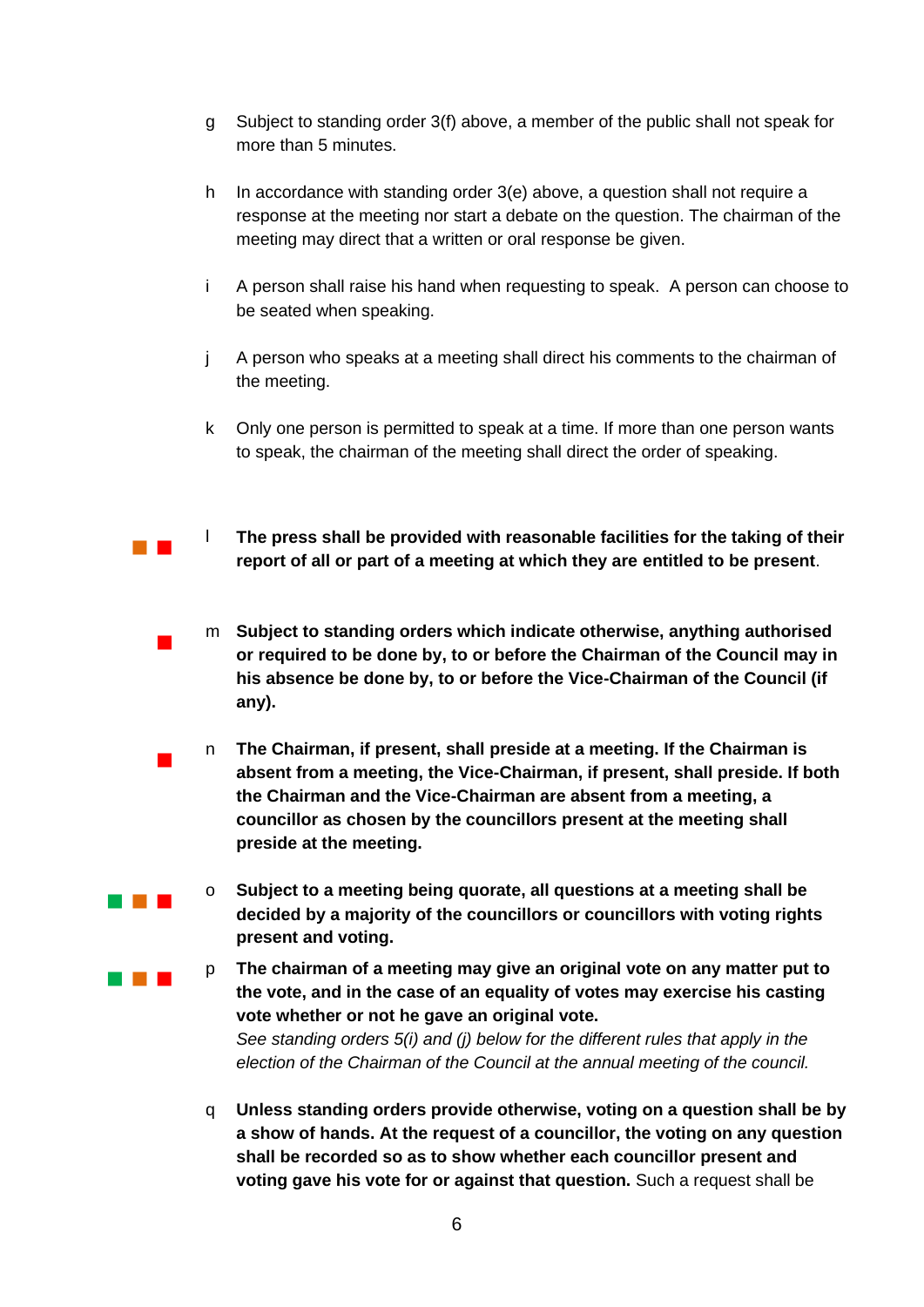g Subject to standing order 3(f) above, a member of the public shall not speak for more than 5 minutes.

h In accordance with standing order 3(e) above, a question shall not require a response at the meeting nor start a debate on the question. The chairman of the meeting may direct that a written or oral response be given.

i A person shall raise his hand when requesting to speak. A person can choose to be seated when speaking.

j A person who speaks at a meeting shall direct his comments to the chairman of the meeting.

k Only one person is permitted to speak at a time. If more than one person wants to speak, the chairman of the meeting shall direct the order of speaking.

l **The press shall be provided with reasonable facilities for the taking of their report of all or part of a meeting at which they are entitled to be present**.

m **Subject to standing orders which indicate otherwise, anything authorised or required to be done by, to or before the Chairman of the Council may in his absence be done by, to or before the Vice-Chairman of the Council (if any).**

n **The Chairman, if present, shall preside at a meeting. If the Chairman is absent from a meeting, the Vice-Chairman, if present, shall preside. If both the Chairman and the Vice-Chairman are absent from a meeting, a councillor as chosen by the councillors present at the meeting shall preside at the meeting.**

o **Subject to a meeting being quorate, all questions at a meeting shall be decided by a majority of the councillors or councillors with voting rights present and voting.**

p **The chairman of a meeting may give an original vote on any matter put to the vote, and in the case of an equality of votes may exercise his casting vote whether or not he gave an original vote.**
*See standing orders 5(i) and (j) below for the different rules that apply in the election of the Chairman of the Council at the annual meeting of the council.*

q **Unless standing orders provide otherwise, voting on a question shall be by a show of hands. At the request of a councillor, the voting on any question shall be recorded so as to show whether each councillor present and voting gave his vote for or against that question.** Such a request shall be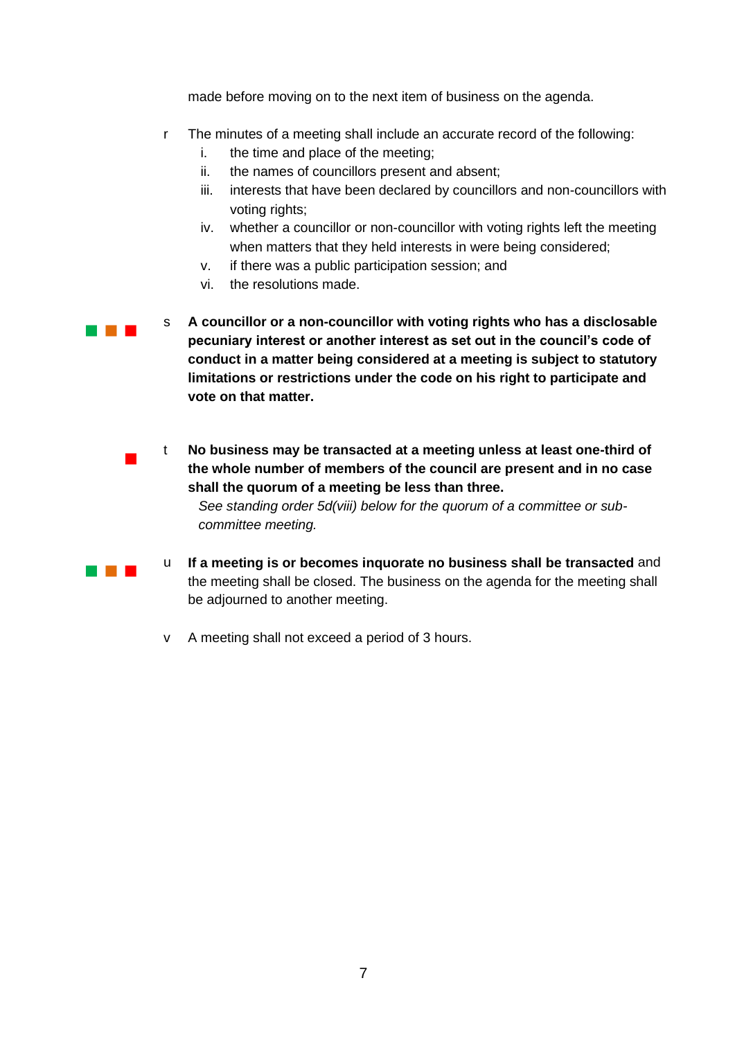made before moving on to the next item of business on the agenda.

r The minutes of a meeting shall include an accurate record of the following:

i. the time and place of the meeting;
ii. the names of councillors present and absent;
iii. interests that have been declared by councillors and non-councillors with voting rights;
iv. whether a councillor or non-councillor with voting rights left the meeting when matters that they held interests in were being considered;
v. if there was a public participation session; and
vi. the resolutions made.

s **A councillor or a non-councillor with voting rights who has a disclosable pecuniary interest or another interest as set out in the council's code of conduct in a matter being considered at a meeting is subject to statutory limitations or restrictions under the code on his right to participate and vote on that matter.**

t **No business may be transacted at a meeting unless at least one-third of the whole number of members of the council are present and in no case shall the quorum of a meeting be less than three.**

*See standing order 5d(viii) below for the quorum of a committee or sub-committee meeting.*

u **If a meeting is or becomes inquorate no business shall be transacted** and the meeting shall be closed. The business on the agenda for the meeting shall be adjourned to another meeting.

v A meeting shall not exceed a period of 3 hours.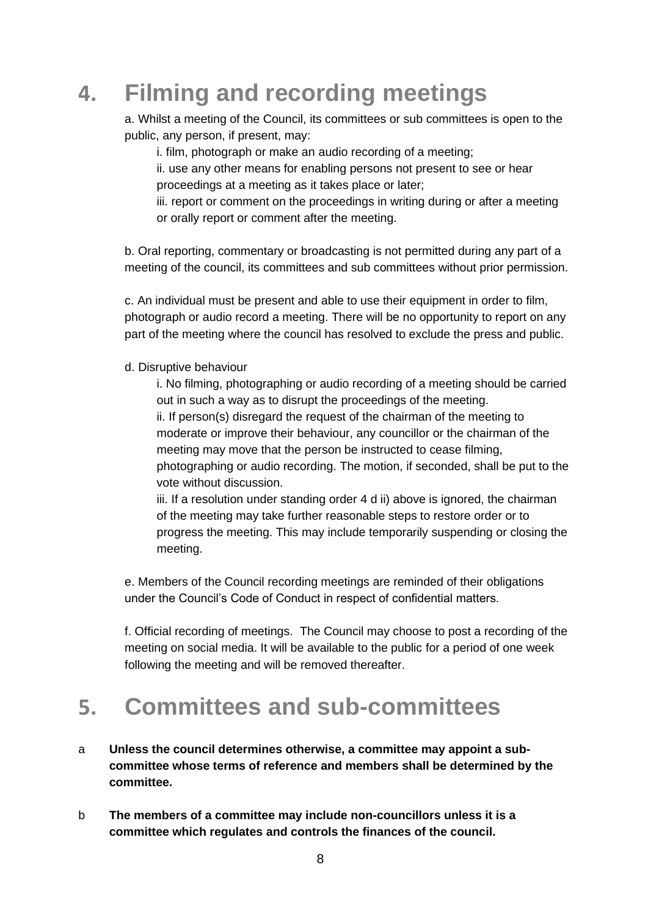# 4. Filming and recording meetings

a. Whilst a meeting of the Council, its committees or sub committees is open to the public, any person, if present, may:

i. film, photograph or make an audio recording of a meeting;

ii. use any other means for enabling persons not present to see or hear proceedings at a meeting as it takes place or later;

iii. report or comment on the proceedings in writing during or after a meeting or orally report or comment after the meeting.

b. Oral reporting, commentary or broadcasting is not permitted during any part of a meeting of the council, its committees and sub committees without prior permission.

c. An individual must be present and able to use their equipment in order to film, photograph or audio record a meeting. There will be no opportunity to report on any part of the meeting where the council has resolved to exclude the press and public.

d. Disruptive behaviour

i. No filming, photographing or audio recording of a meeting should be carried out in such a way as to disrupt the proceedings of the meeting.

ii. If person(s) disregard the request of the chairman of the meeting to moderate or improve their behaviour, any councillor or the chairman of the meeting may move that the person be instructed to cease filming, photographing or audio recording. The motion, if seconded, shall be put to the vote without discussion.

iii. If a resolution under standing order 4 d ii) above is ignored, the chairman of the meeting may take further reasonable steps to restore order or to progress the meeting. This may include temporarily suspending or closing the meeting.

e. Members of the Council recording meetings are reminded of their obligations under the Council's Code of Conduct in respect of confidential matters.

f. Official recording of meetings. The Council may choose to post a recording of the meeting on social media. It will be available to the public for a period of one week following the meeting and will be removed thereafter.

# 5. Committees and sub-committees

a **Unless the council determines otherwise, a committee may appoint a sub-committee whose terms of reference and members shall be determined by the committee.**

b **The members of a committee may include non-councillors unless it is a committee which regulates and controls the finances of the council.**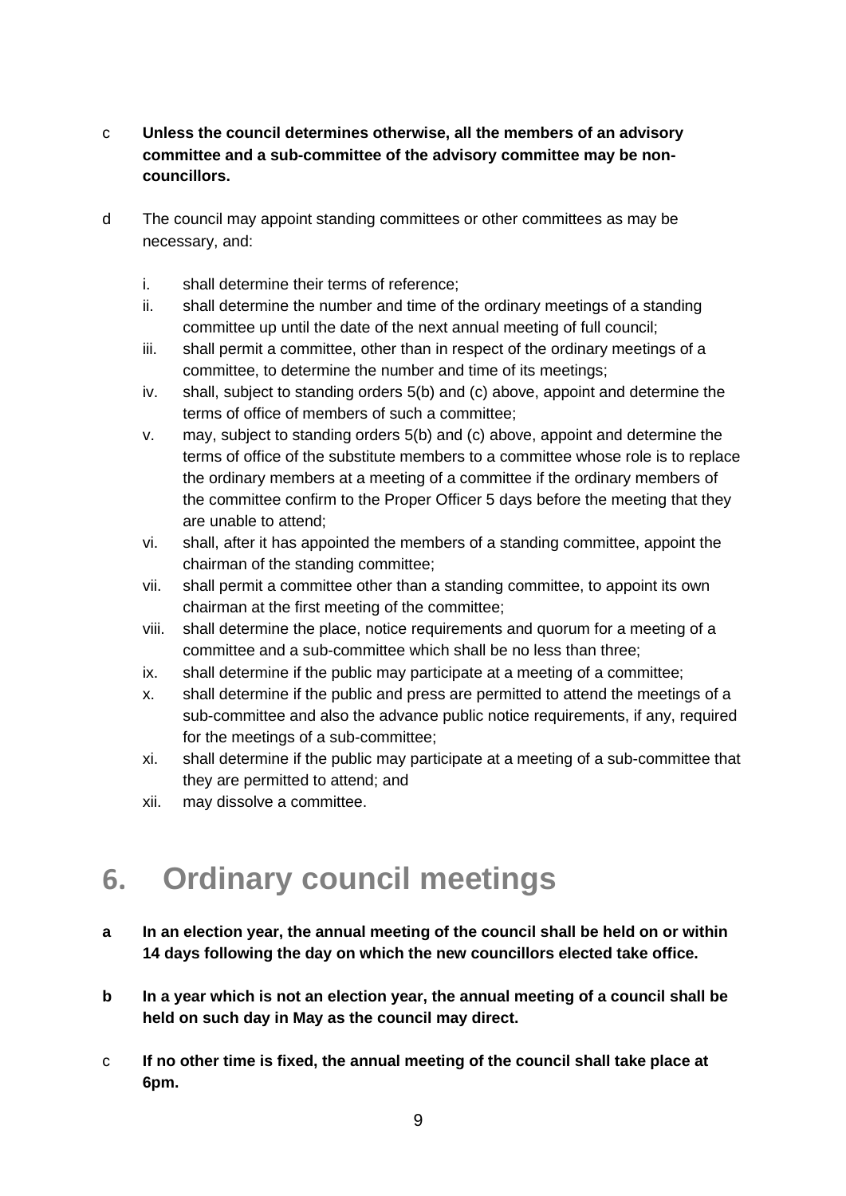c **Unless the council determines otherwise, all the members of an advisory committee and a sub-committee of the advisory committee may be non-councillors.**

d The council may appoint standing committees or other committees as may be necessary, and:

i. shall determine their terms of reference;
ii. shall determine the number and time of the ordinary meetings of a standing committee up until the date of the next annual meeting of full council;
iii. shall permit a committee, other than in respect of the ordinary meetings of a committee, to determine the number and time of its meetings;
iv. shall, subject to standing orders 5(b) and (c) above, appoint and determine the terms of office of members of such a committee;
v. may, subject to standing orders 5(b) and (c) above, appoint and determine the terms of office of the substitute members to a committee whose role is to replace the ordinary members at a meeting of a committee if the ordinary members of the committee confirm to the Proper Officer 5 days before the meeting that they are unable to attend;
vi. shall, after it has appointed the members of a standing committee, appoint the chairman of the standing committee;
vii. shall permit a committee other than a standing committee, to appoint its own chairman at the first meeting of the committee;
viii. shall determine the place, notice requirements and quorum for a meeting of a committee and a sub-committee which shall be no less than three;
ix. shall determine if the public may participate at a meeting of a committee;
x. shall determine if the public and press are permitted to attend the meetings of a sub-committee and also the advance public notice requirements, if any, required for the meetings of a sub-committee;
xi. shall determine if the public may participate at a meeting of a sub-committee that they are permitted to attend; and
xii. may dissolve a committee.

# 6. Ordinary council meetings

**a In an election year, the annual meeting of the council shall be held on or within 14 days following the day on which the new councillors elected take office.**

**b In a year which is not an election year, the annual meeting of a council shall be held on such day in May as the council may direct.**

c **If no other time is fixed, the annual meeting of the council shall take place at 6pm.**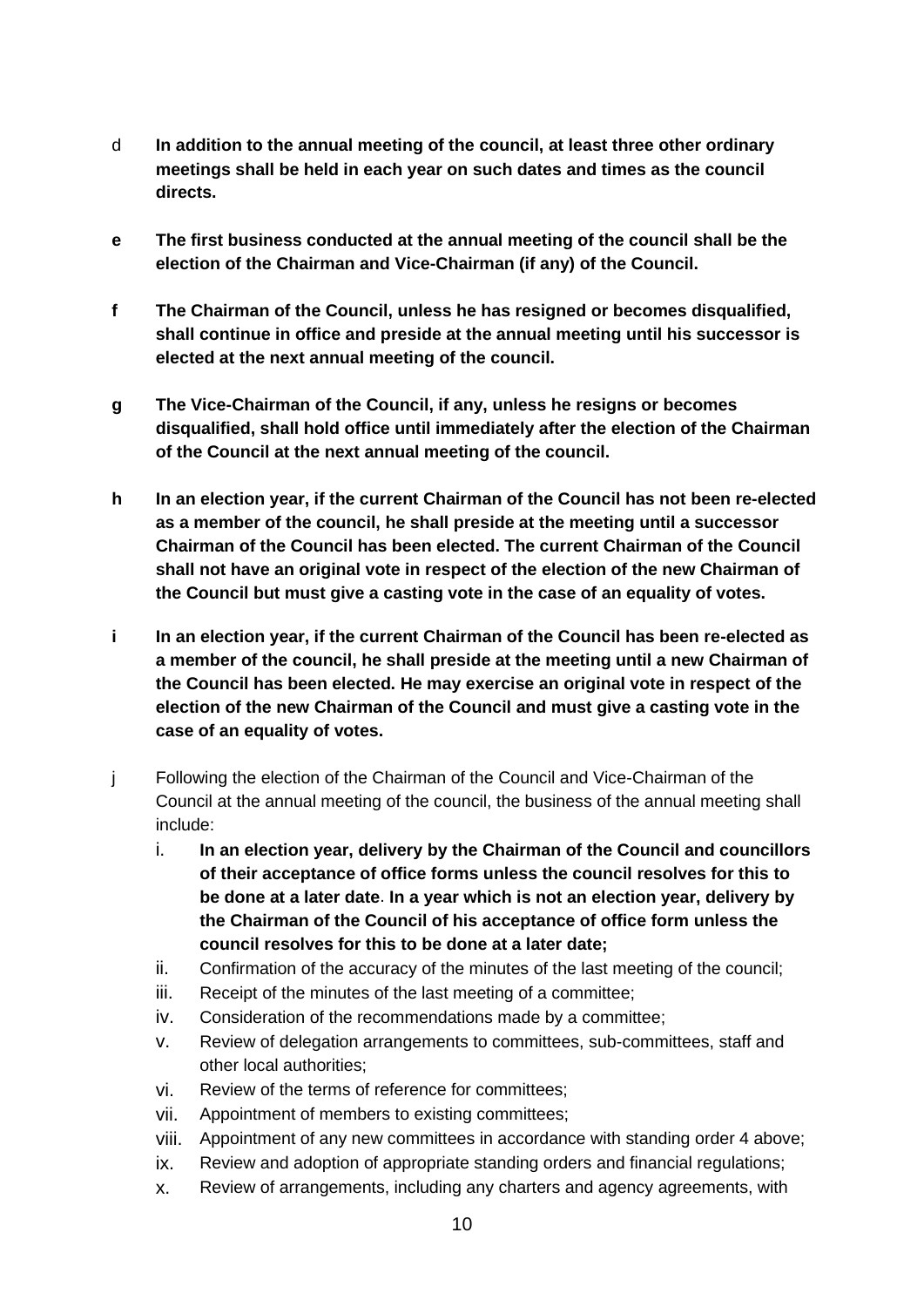d **In addition to the annual meeting of the council, at least three other ordinary meetings shall be held in each year on such dates and times as the council directs.**

**e The first business conducted at the annual meeting of the council shall be the election of the Chairman and Vice-Chairman (if any) of the Council.**

**f The Chairman of the Council, unless he has resigned or becomes disqualified, shall continue in office and preside at the annual meeting until his successor is elected at the next annual meeting of the council.**

**g The Vice-Chairman of the Council, if any, unless he resigns or becomes disqualified, shall hold office until immediately after the election of the Chairman of the Council at the next annual meeting of the council.**

**h In an election year, if the current Chairman of the Council has not been re-elected as a member of the council, he shall preside at the meeting until a successor Chairman of the Council has been elected. The current Chairman of the Council shall not have an original vote in respect of the election of the new Chairman of the Council but must give a casting vote in the case of an equality of votes.**

**i In an election year, if the current Chairman of the Council has been re-elected as a member of the council, he shall preside at the meeting until a new Chairman of the Council has been elected. He may exercise an original vote in respect of the election of the new Chairman of the Council and must give a casting vote in the case of an equality of votes.**

j Following the election of the Chairman of the Council and Vice-Chairman of the Council at the annual meeting of the council, the business of the annual meeting shall include:

i. **In an election year, delivery by the Chairman of the Council and councillors of their acceptance of office forms unless the council resolves for this to be done at a later date**. **In a year which is not an election year, delivery by the Chairman of the Council of his acceptance of office form unless the council resolves for this to be done at a later date;**
ii. Confirmation of the accuracy of the minutes of the last meeting of the council;
iii. Receipt of the minutes of the last meeting of a committee;
iv. Consideration of the recommendations made by a committee;
v. Review of delegation arrangements to committees, sub-committees, staff and other local authorities;
vi. Review of the terms of reference for committees;
vii. Appointment of members to existing committees;
viii. Appointment of any new committees in accordance with standing order 4 above;
ix. Review and adoption of appropriate standing orders and financial regulations;
x. Review of arrangements, including any charters and agency agreements, with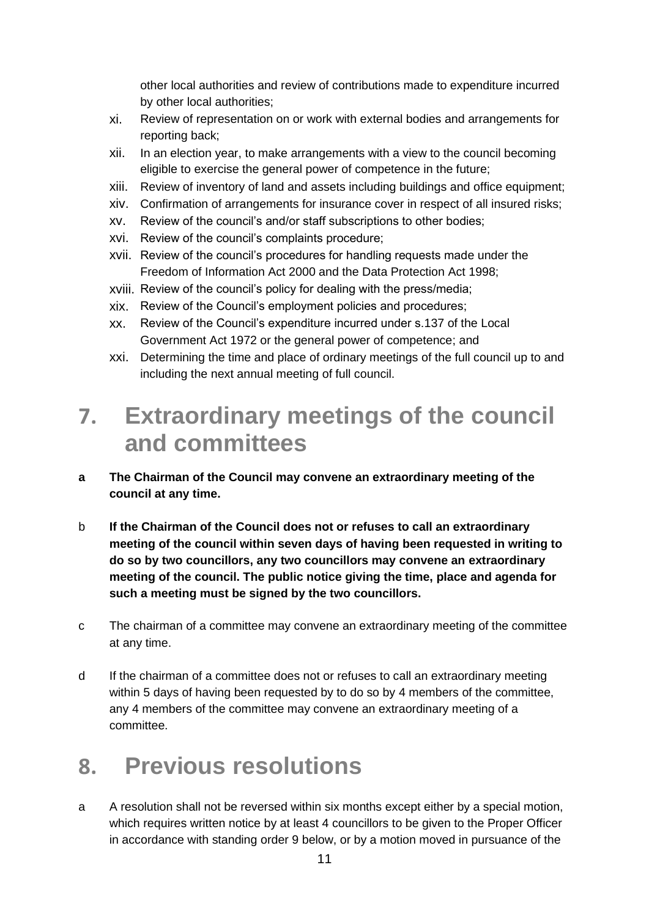other local authorities and review of contributions made to expenditure incurred by other local authorities;

xi. Review of representation on or work with external bodies and arrangements for reporting back;

xii. In an election year, to make arrangements with a view to the council becoming eligible to exercise the general power of competence in the future;

xiii. Review of inventory of land and assets including buildings and office equipment;

xiv. Confirmation of arrangements for insurance cover in respect of all insured risks;

xv. Review of the council's and/or staff subscriptions to other bodies;

xvi. Review of the council's complaints procedure;

xvii. Review of the council's procedures for handling requests made under the Freedom of Information Act 2000 and the Data Protection Act 1998;

xviii. Review of the council's policy for dealing with the press/media;

xix. Review of the Council's employment policies and procedures;

xx. Review of the Council's expenditure incurred under s.137 of the Local Government Act 1972 or the general power of competence; and

xxi. Determining the time and place of ordinary meetings of the full council up to and including the next annual meeting of full council.

# 7. Extraordinary meetings of the council and committees

**a The Chairman of the Council may convene an extraordinary meeting of the council at any time.**

b **If the Chairman of the Council does not or refuses to call an extraordinary meeting of the council within seven days of having been requested in writing to do so by two councillors, any two councillors may convene an extraordinary meeting of the council. The public notice giving the time, place and agenda for such a meeting must be signed by the two councillors.**

c The chairman of a committee may convene an extraordinary meeting of the committee at any time.

d If the chairman of a committee does not or refuses to call an extraordinary meeting within 5 days of having been requested by to do so by 4 members of the committee, any 4 members of the committee may convene an extraordinary meeting of a committee.

# 8. Previous resolutions

a A resolution shall not be reversed within six months except either by a special motion, which requires written notice by at least 4 councillors to be given to the Proper Officer in accordance with standing order 9 below, or by a motion moved in pursuance of the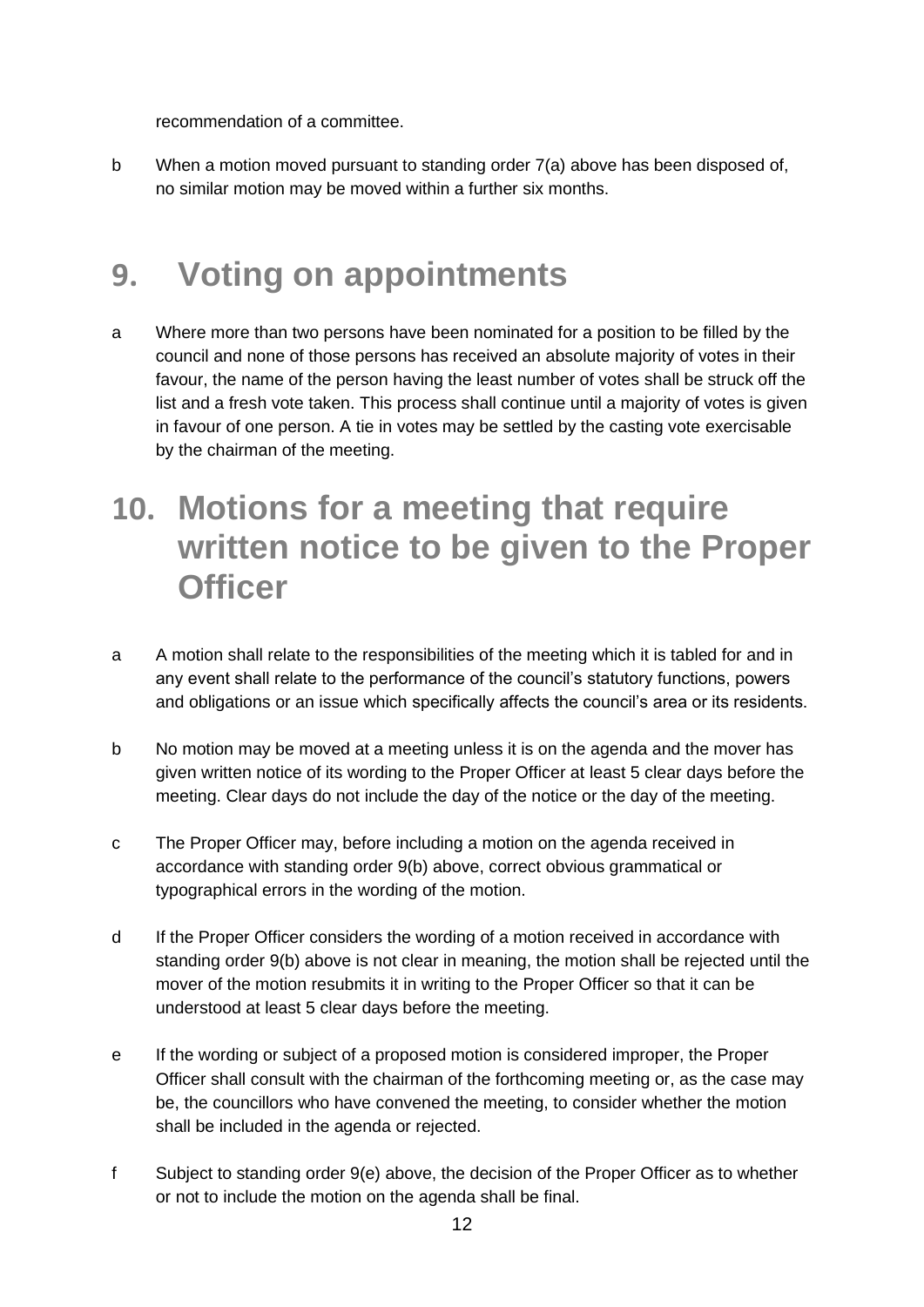recommendation of a committee.

b When a motion moved pursuant to standing order 7(a) above has been disposed of, no similar motion may be moved within a further six months.

## 9. Voting on appointments

a Where more than two persons have been nominated for a position to be filled by the council and none of those persons has received an absolute majority of votes in their favour, the name of the person having the least number of votes shall be struck off the list and a fresh vote taken. This process shall continue until a majority of votes is given in favour of one person. A tie in votes may be settled by the casting vote exercisable by the chairman of the meeting.

## 10. Motions for a meeting that require written notice to be given to the Proper Officer

a A motion shall relate to the responsibilities of the meeting which it is tabled for and in any event shall relate to the performance of the council's statutory functions, powers and obligations or an issue which specifically affects the council's area or its residents.

b No motion may be moved at a meeting unless it is on the agenda and the mover has given written notice of its wording to the Proper Officer at least 5 clear days before the meeting. Clear days do not include the day of the notice or the day of the meeting.

c The Proper Officer may, before including a motion on the agenda received in accordance with standing order 9(b) above, correct obvious grammatical or typographical errors in the wording of the motion.

d If the Proper Officer considers the wording of a motion received in accordance with standing order 9(b) above is not clear in meaning, the motion shall be rejected until the mover of the motion resubmits it in writing to the Proper Officer so that it can be understood at least 5 clear days before the meeting.

e If the wording or subject of a proposed motion is considered improper, the Proper Officer shall consult with the chairman of the forthcoming meeting or, as the case may be, the councillors who have convened the meeting, to consider whether the motion shall be included in the agenda or rejected.

f Subject to standing order 9(e) above, the decision of the Proper Officer as to whether or not to include the motion on the agenda shall be final.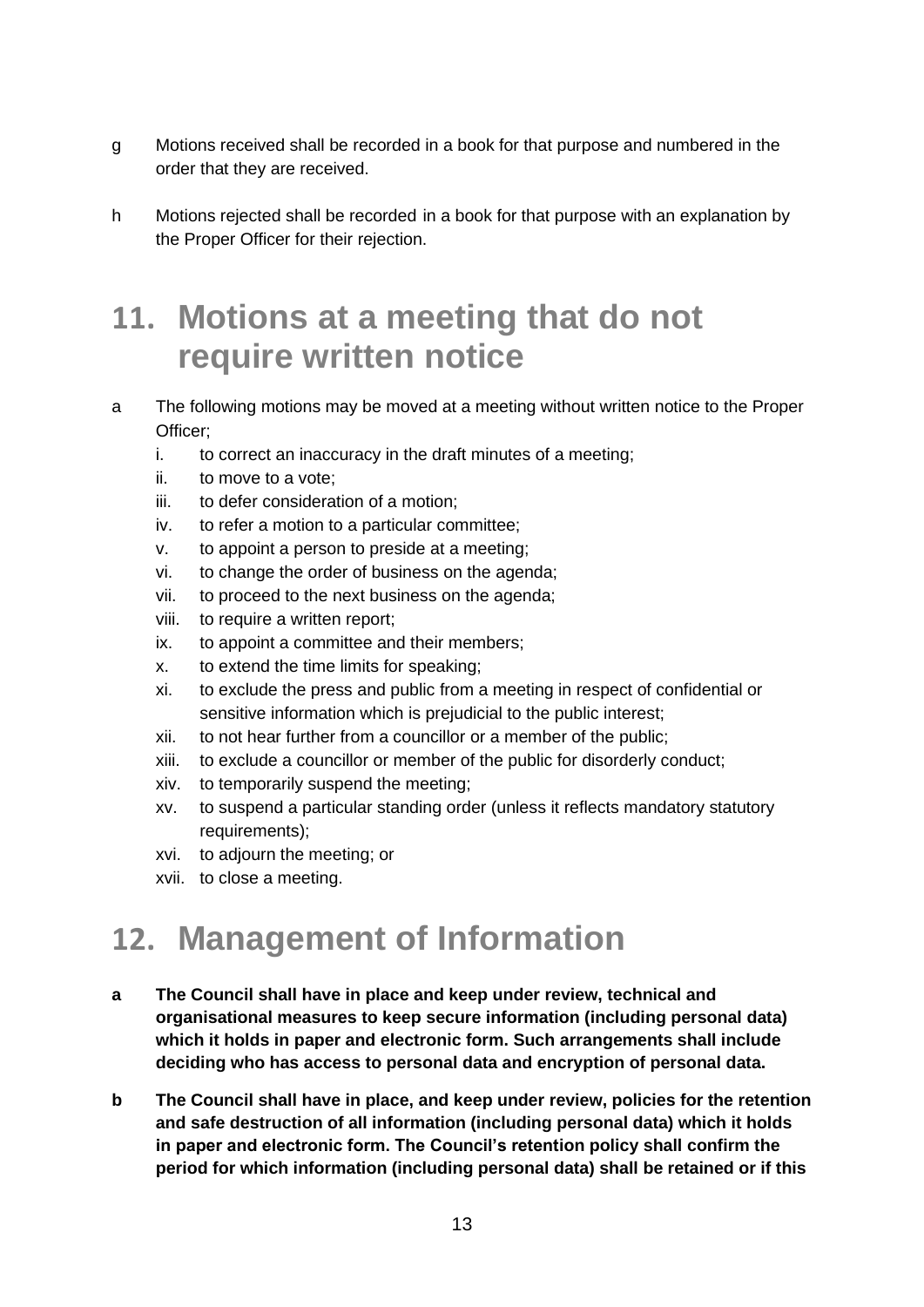g Motions received shall be recorded in a book for that purpose and numbered in the order that they are received.

h Motions rejected shall be recorded in a book for that purpose with an explanation by the Proper Officer for their rejection.

## 11. Motions at a meeting that do not require written notice

a The following motions may be moved at a meeting without written notice to the Proper Officer;

i. to correct an inaccuracy in the draft minutes of a meeting;
ii. to move to a vote;
iii. to defer consideration of a motion;
iv. to refer a motion to a particular committee;
v. to appoint a person to preside at a meeting;
vi. to change the order of business on the agenda;
vii. to proceed to the next business on the agenda;
viii. to require a written report;
ix. to appoint a committee and their members;
x. to extend the time limits for speaking;
xi. to exclude the press and public from a meeting in respect of confidential or sensitive information which is prejudicial to the public interest;
xii. to not hear further from a councillor or a member of the public;
xiii. to exclude a councillor or member of the public for disorderly conduct;
xiv. to temporarily suspend the meeting;
xv. to suspend a particular standing order (unless it reflects mandatory statutory requirements);
xvi. to adjourn the meeting; or
xvii. to close a meeting.

## 12. Management of Information

**a The Council shall have in place and keep under review, technical and organisational measures to keep secure information (including personal data) which it holds in paper and electronic form. Such arrangements shall include deciding who has access to personal data and encryption of personal data.**

**b The Council shall have in place, and keep under review, policies for the retention and safe destruction of all information (including personal data) which it holds in paper and electronic form. The Council's retention policy shall confirm the period for which information (including personal data) shall be retained or if this**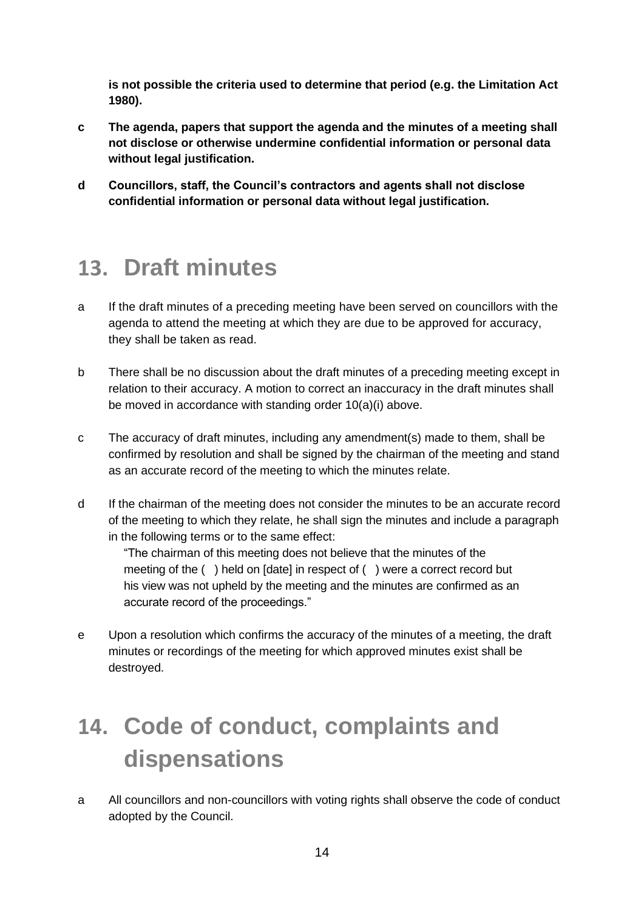**is not possible the criteria used to determine that period (e.g. the Limitation Act 1980).**

**c The agenda, papers that support the agenda and the minutes of a meeting shall not disclose or otherwise undermine confidential information or personal data without legal justification.**

**d Councillors, staff, the Council's contractors and agents shall not disclose confidential information or personal data without legal justification.**

## 13. Draft minutes

a If the draft minutes of a preceding meeting have been served on councillors with the agenda to attend the meeting at which they are due to be approved for accuracy, they shall be taken as read.

b There shall be no discussion about the draft minutes of a preceding meeting except in relation to their accuracy. A motion to correct an inaccuracy in the draft minutes shall be moved in accordance with standing order 10(a)(i) above.

c The accuracy of draft minutes, including any amendment(s) made to them, shall be confirmed by resolution and shall be signed by the chairman of the meeting and stand as an accurate record of the meeting to which the minutes relate.

d If the chairman of the meeting does not consider the minutes to be an accurate record of the meeting to which they relate, he shall sign the minutes and include a paragraph in the following terms or to the same effect:

> "The chairman of this meeting does not believe that the minutes of the meeting of the ( ) held on [date] in respect of ( ) were a correct record but his view was not upheld by the meeting and the minutes are confirmed as an accurate record of the proceedings."

e Upon a resolution which confirms the accuracy of the minutes of a meeting, the draft minutes or recordings of the meeting for which approved minutes exist shall be destroyed.

## 14. Code of conduct, complaints and dispensations

a All councillors and non-councillors with voting rights shall observe the code of conduct adopted by the Council.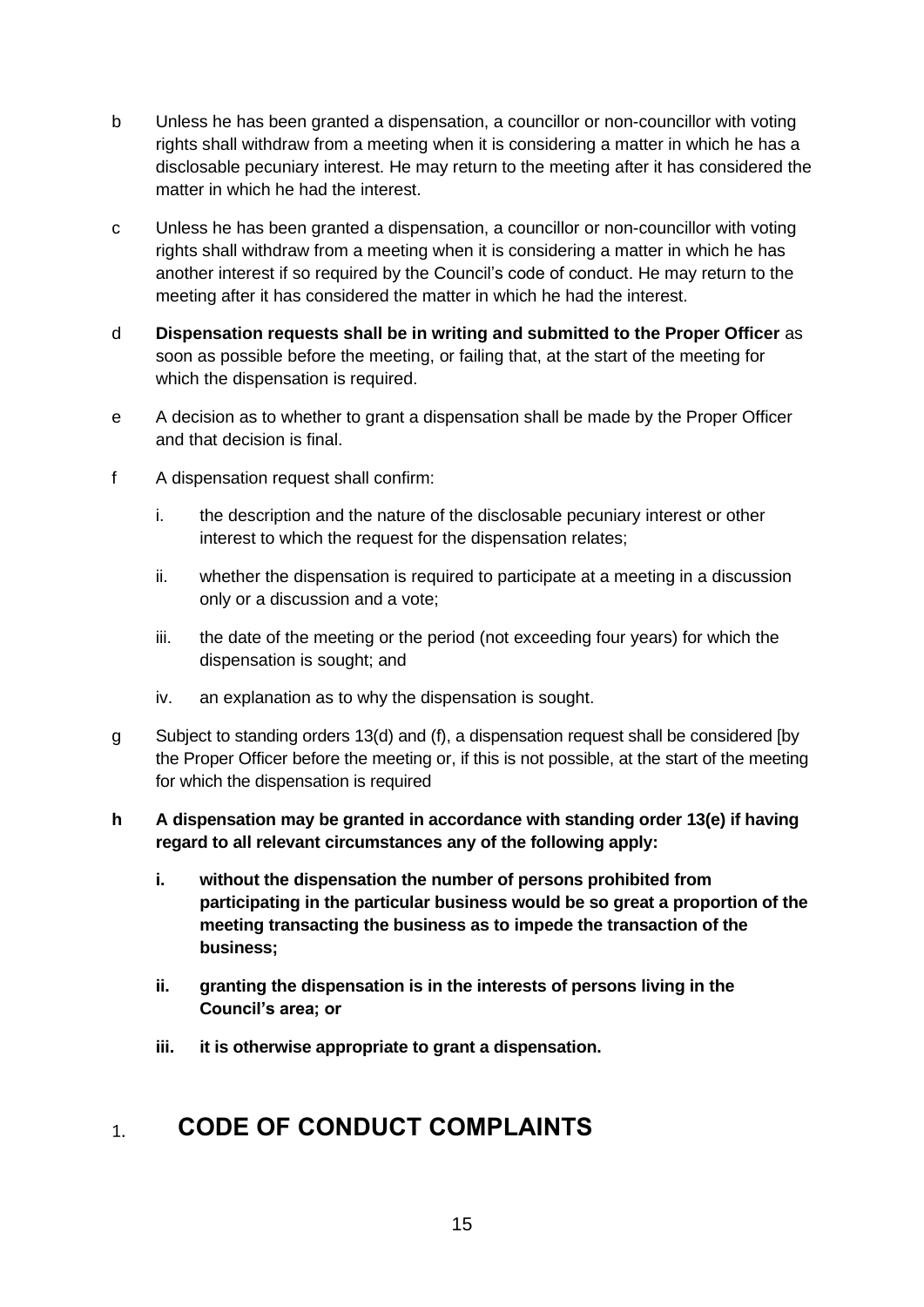b Unless he has been granted a dispensation, a councillor or non-councillor with voting rights shall withdraw from a meeting when it is considering a matter in which he has a disclosable pecuniary interest. He may return to the meeting after it has considered the matter in which he had the interest.

c Unless he has been granted a dispensation, a councillor or non-councillor with voting rights shall withdraw from a meeting when it is considering a matter in which he has another interest if so required by the Council's code of conduct. He may return to the meeting after it has considered the matter in which he had the interest.

d **Dispensation requests shall be in writing and submitted to the Proper Officer** as soon as possible before the meeting, or failing that, at the start of the meeting for which the dispensation is required.

e A decision as to whether to grant a dispensation shall be made by the Proper Officer and that decision is final.

f A dispensation request shall confirm:

   i. the description and the nature of the disclosable pecuniary interest or other interest to which the request for the dispensation relates;

   ii. whether the dispensation is required to participate at a meeting in a discussion only or a discussion and a vote;

   iii. the date of the meeting or the period (not exceeding four years) for which the dispensation is sought; and

   iv. an explanation as to why the dispensation is sought.

g Subject to standing orders 13(d) and (f), a dispensation request shall be considered [by the Proper Officer before the meeting or, if this is not possible, at the start of the meeting for which the dispensation is required

**h A dispensation may be granted in accordance with standing order 13(e) if having regard to all relevant circumstances any of the following apply:**

   **i. without the dispensation the number of persons prohibited from participating in the particular business would be so great a proportion of the meeting transacting the business as to impede the transaction of the business;**

   **ii. granting the dispensation is in the interests of persons living in the Council's area; or**

   **iii. it is otherwise appropriate to grant a dispensation.**

# 1. CODE OF CONDUCT COMPLAINTS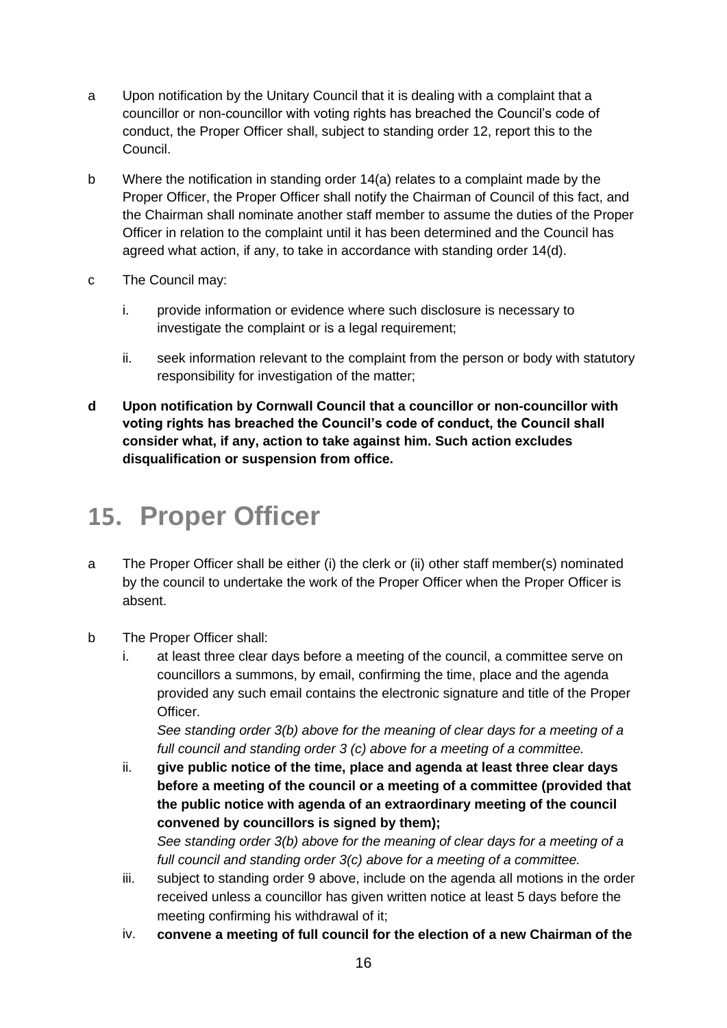a Upon notification by the Unitary Council that it is dealing with a complaint that a councillor or non-councillor with voting rights has breached the Council's code of conduct, the Proper Officer shall, subject to standing order 12, report this to the Council.

b Where the notification in standing order 14(a) relates to a complaint made by the Proper Officer, the Proper Officer shall notify the Chairman of Council of this fact, and the Chairman shall nominate another staff member to assume the duties of the Proper Officer in relation to the complaint until it has been determined and the Council has agreed what action, if any, to take in accordance with standing order 14(d).

c The Council may:

  i. provide information or evidence where such disclosure is necessary to investigate the complaint or is a legal requirement;

  ii. seek information relevant to the complaint from the person or body with statutory responsibility for investigation of the matter;

**d Upon notification by Cornwall Council that a councillor or non-councillor with voting rights has breached the Council's code of conduct, the Council shall consider what, if any, action to take against him. Such action excludes disqualification or suspension from office.**

## 15. Proper Officer

a The Proper Officer shall be either (i) the clerk or (ii) other staff member(s) nominated by the council to undertake the work of the Proper Officer when the Proper Officer is absent.

b The Proper Officer shall:

  i. at least three clear days before a meeting of the council, a committee serve on councillors a summons, by email, confirming the time, place and the agenda provided any such email contains the electronic signature and title of the Proper Officer.
  *See standing order 3(b) above for the meaning of clear days for a meeting of a full council and standing order 3 (c) above for a meeting of a committee.*

  ii. **give public notice of the time, place and agenda at least three clear days before a meeting of the council or a meeting of a committee (provided that the public notice with agenda of an extraordinary meeting of the council convened by councillors is signed by them);**
  *See standing order 3(b) above for the meaning of clear days for a meeting of a full council and standing order 3(c) above for a meeting of a committee.*

  iii. subject to standing order 9 above, include on the agenda all motions in the order received unless a councillor has given written notice at least 5 days before the meeting confirming his withdrawal of it;

  iv. **convene a meeting of full council for the election of a new Chairman of the**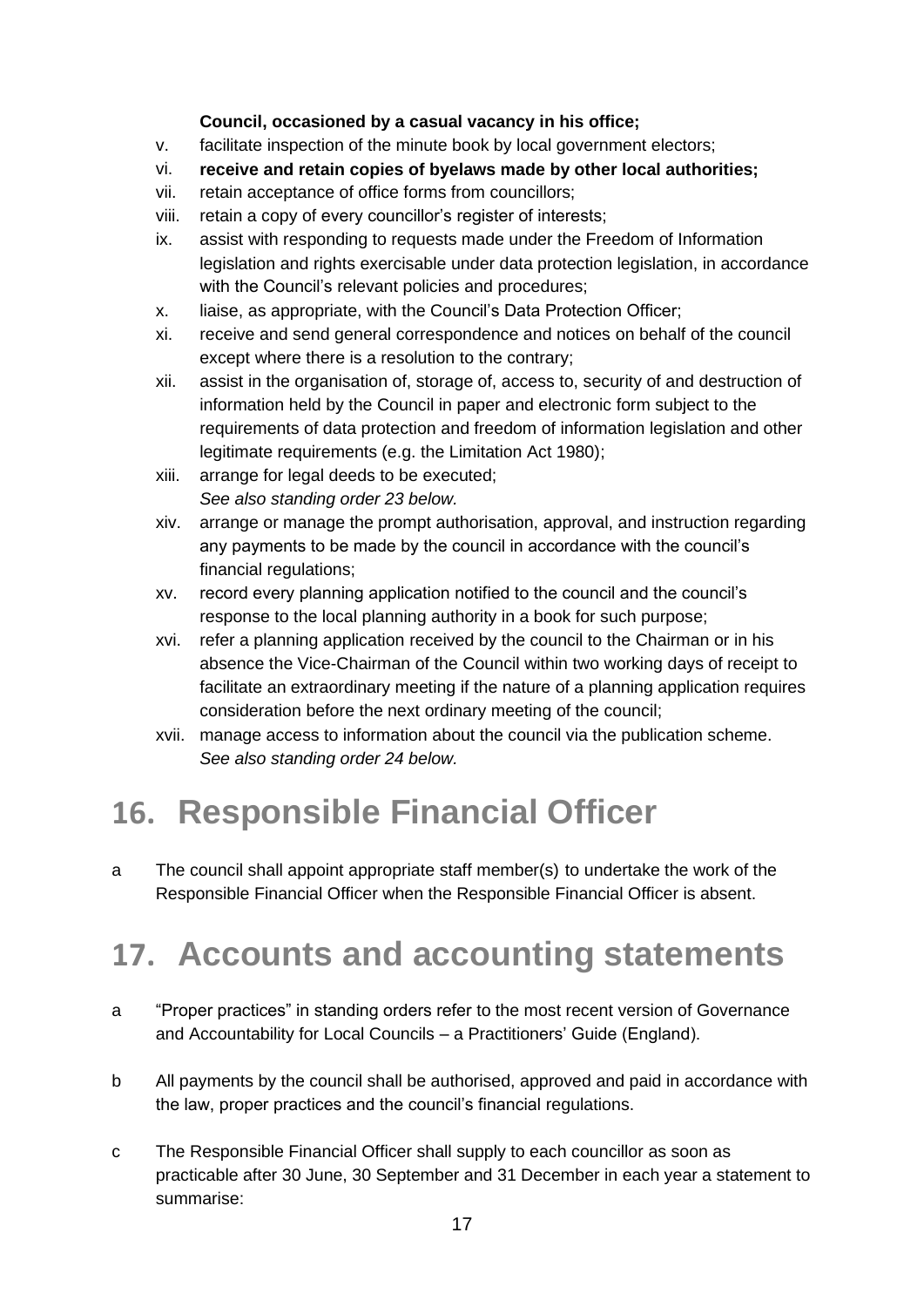**Council, occasioned by a casual vacancy in his office;**

v. facilitate inspection of the minute book by local government electors;

vi. **receive and retain copies of byelaws made by other local authorities;**

vii. retain acceptance of office forms from councillors;

viii. retain a copy of every councillor's register of interests;

ix. assist with responding to requests made under the Freedom of Information legislation and rights exercisable under data protection legislation, in accordance with the Council's relevant policies and procedures;

x. liaise, as appropriate, with the Council's Data Protection Officer;

xi. receive and send general correspondence and notices on behalf of the council except where there is a resolution to the contrary;

xii. assist in the organisation of, storage of, access to, security of and destruction of information held by the Council in paper and electronic form subject to the requirements of data protection and freedom of information legislation and other legitimate requirements (e.g. the Limitation Act 1980);

xiii. arrange for legal deeds to be executed;
*See also standing order 23 below.*

xiv. arrange or manage the prompt authorisation, approval, and instruction regarding any payments to be made by the council in accordance with the council's financial regulations;

xv. record every planning application notified to the council and the council's response to the local planning authority in a book for such purpose;

xvi. refer a planning application received by the council to the Chairman or in his absence the Vice-Chairman of the Council within two working days of receipt to facilitate an extraordinary meeting if the nature of a planning application requires consideration before the next ordinary meeting of the council;

xvii. manage access to information about the council via the publication scheme.
*See also standing order 24 below.*

# 16. Responsible Financial Officer

a The council shall appoint appropriate staff member(s) to undertake the work of the Responsible Financial Officer when the Responsible Financial Officer is absent.

# 17. Accounts and accounting statements

a "Proper practices" in standing orders refer to the most recent version of Governance and Accountability for Local Councils – a Practitioners' Guide (England).

b All payments by the council shall be authorised, approved and paid in accordance with the law, proper practices and the council's financial regulations.

c The Responsible Financial Officer shall supply to each councillor as soon as practicable after 30 June, 30 September and 31 December in each year a statement to summarise: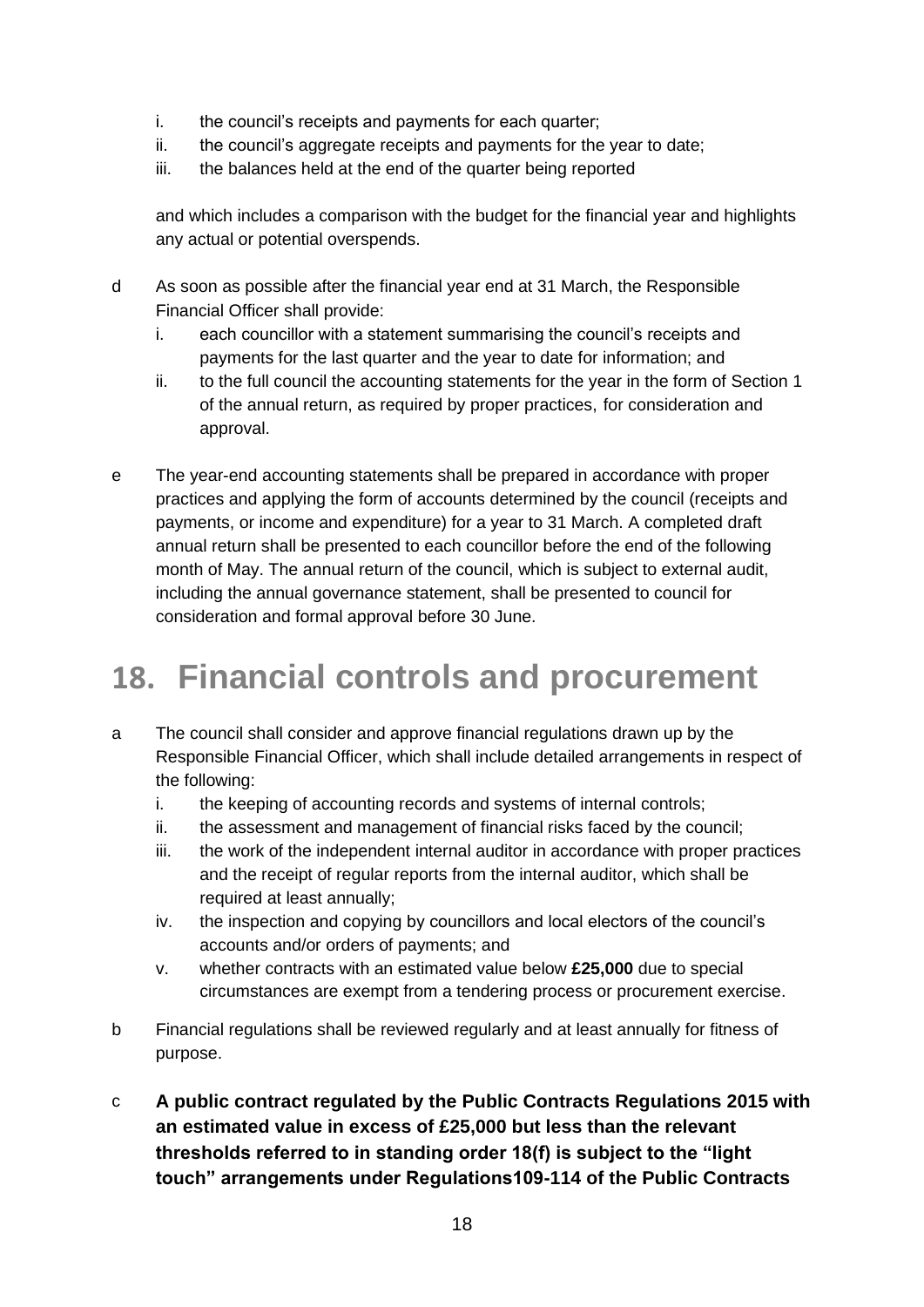i. the council's receipts and payments for each quarter;
   ii. the council's aggregate receipts and payments for the year to date;
   iii. the balances held at the end of the quarter being reported

   and which includes a comparison with the budget for the financial year and highlights any actual or potential overspends.

d As soon as possible after the financial year end at 31 March, the Responsible Financial Officer shall provide:
   i. each councillor with a statement summarising the council's receipts and payments for the last quarter and the year to date for information; and
   ii. to the full council the accounting statements for the year in the form of Section 1 of the annual return, as required by proper practices, for consideration and approval.

e The year-end accounting statements shall be prepared in accordance with proper practices and applying the form of accounts determined by the council (receipts and payments, or income and expenditure) for a year to 31 March. A completed draft annual return shall be presented to each councillor before the end of the following month of May. The annual return of the council, which is subject to external audit, including the annual governance statement, shall be presented to council for consideration and formal approval before 30 June.

# 18. Financial controls and procurement

a The council shall consider and approve financial regulations drawn up by the Responsible Financial Officer, which shall include detailed arrangements in respect of the following:
   i. the keeping of accounting records and systems of internal controls;
   ii. the assessment and management of financial risks faced by the council;
   iii. the work of the independent internal auditor in accordance with proper practices and the receipt of regular reports from the internal auditor, which shall be required at least annually;
   iv. the inspection and copying by councillors and local electors of the council's accounts and/or orders of payments; and
   v. whether contracts with an estimated value below **£25,000** due to special circumstances are exempt from a tendering process or procurement exercise.

b Financial regulations shall be reviewed regularly and at least annually for fitness of purpose.

c **A public contract regulated by the Public Contracts Regulations 2015 with an estimated value in excess of £25,000 but less than the relevant thresholds referred to in standing order 18(f) is subject to the "light touch" arrangements under Regulations109-114 of the Public Contracts**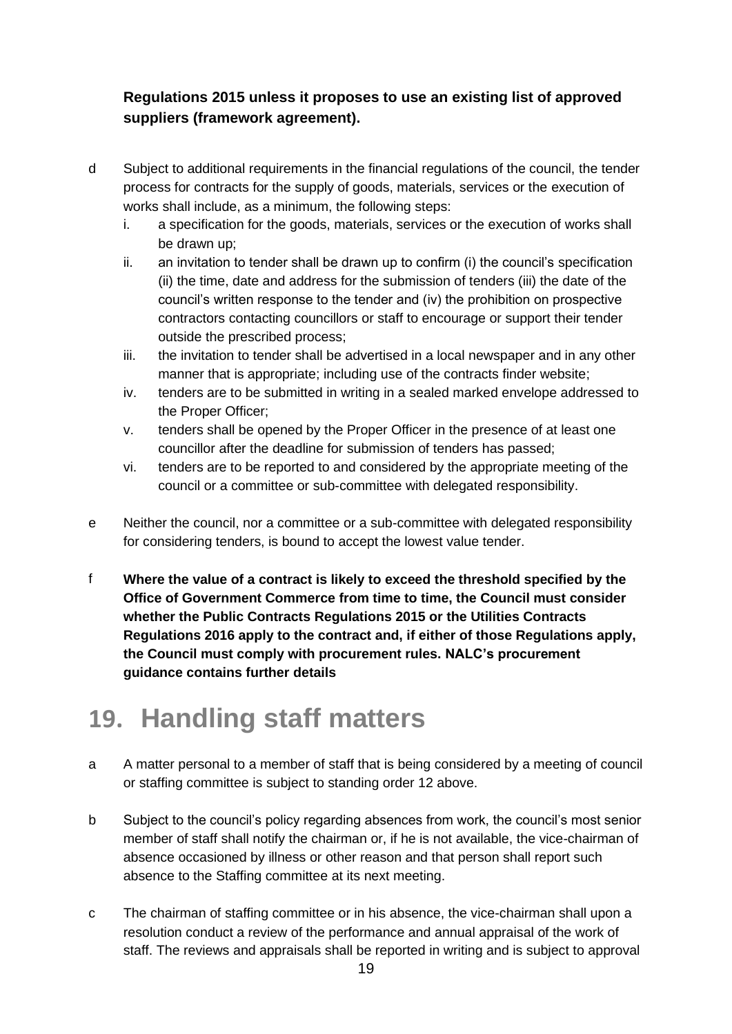**Regulations 2015 unless it proposes to use an existing list of approved suppliers (framework agreement).**

d Subject to additional requirements in the financial regulations of the council, the tender process for contracts for the supply of goods, materials, services or the execution of works shall include, as a minimum, the following steps:

  i. a specification for the goods, materials, services or the execution of works shall be drawn up;
  ii. an invitation to tender shall be drawn up to confirm (i) the council's specification (ii) the time, date and address for the submission of tenders (iii) the date of the council's written response to the tender and (iv) the prohibition on prospective contractors contacting councillors or staff to encourage or support their tender outside the prescribed process;
  iii. the invitation to tender shall be advertised in a local newspaper and in any other manner that is appropriate; including use of the contracts finder website;
  iv. tenders are to be submitted in writing in a sealed marked envelope addressed to the Proper Officer;
  v. tenders shall be opened by the Proper Officer in the presence of at least one councillor after the deadline for submission of tenders has passed;
  vi. tenders are to be reported to and considered by the appropriate meeting of the council or a committee or sub-committee with delegated responsibility.

e Neither the council, nor a committee or a sub-committee with delegated responsibility for considering tenders, is bound to accept the lowest value tender.

f **Where the value of a contract is likely to exceed the threshold specified by the Office of Government Commerce from time to time, the Council must consider whether the Public Contracts Regulations 2015 or the Utilities Contracts Regulations 2016 apply to the contract and, if either of those Regulations apply, the Council must comply with procurement rules. NALC's procurement guidance contains further details**

# 19. Handling staff matters

a A matter personal to a member of staff that is being considered by a meeting of council or staffing committee is subject to standing order 12 above.

b Subject to the council's policy regarding absences from work, the council's most senior member of staff shall notify the chairman or, if he is not available, the vice-chairman of absence occasioned by illness or other reason and that person shall report such absence to the Staffing committee at its next meeting.

c The chairman of staffing committee or in his absence, the vice-chairman shall upon a resolution conduct a review of the performance and annual appraisal of the work of staff. The reviews and appraisals shall be reported in writing and is subject to approval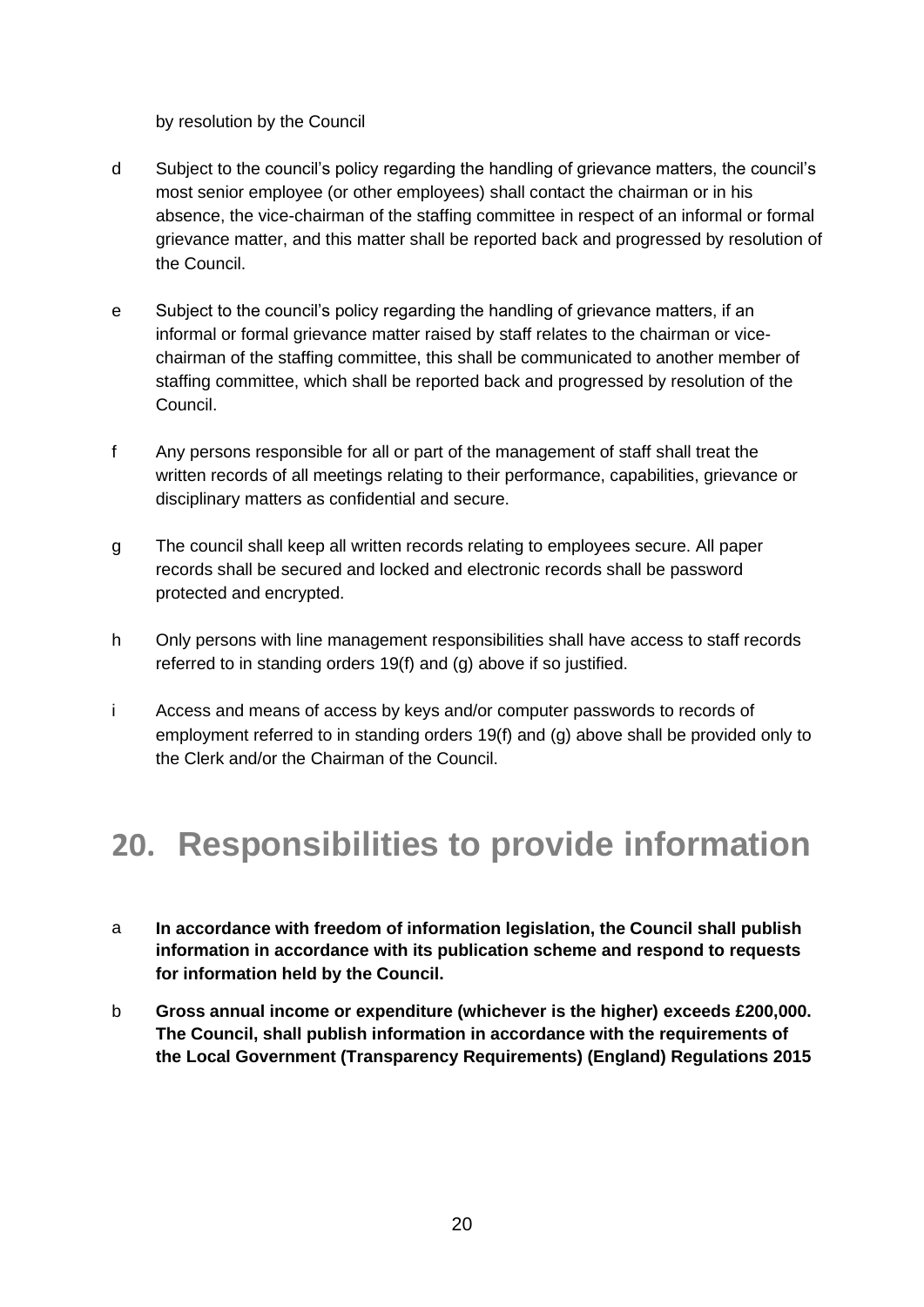by resolution by the Council

d Subject to the council's policy regarding the handling of grievance matters, the council's most senior employee (or other employees) shall contact the chairman or in his absence, the vice-chairman of the staffing committee in respect of an informal or formal grievance matter, and this matter shall be reported back and progressed by resolution of the Council.

e Subject to the council's policy regarding the handling of grievance matters, if an informal or formal grievance matter raised by staff relates to the chairman or vice-chairman of the staffing committee, this shall be communicated to another member of staffing committee, which shall be reported back and progressed by resolution of the Council.

f Any persons responsible for all or part of the management of staff shall treat the written records of all meetings relating to their performance, capabilities, grievance or disciplinary matters as confidential and secure.

g The council shall keep all written records relating to employees secure. All paper records shall be secured and locked and electronic records shall be password protected and encrypted.

h Only persons with line management responsibilities shall have access to staff records referred to in standing orders 19(f) and (g) above if so justified.

i Access and means of access by keys and/or computer passwords to records of employment referred to in standing orders 19(f) and (g) above shall be provided only to the Clerk and/or the Chairman of the Council.

# 20. Responsibilities to provide information

a **In accordance with freedom of information legislation, the Council shall publish information in accordance with its publication scheme and respond to requests for information held by the Council.**

b **Gross annual income or expenditure (whichever is the higher) exceeds £200,000. The Council, shall publish information in accordance with the requirements of the Local Government (Transparency Requirements) (England) Regulations 2015**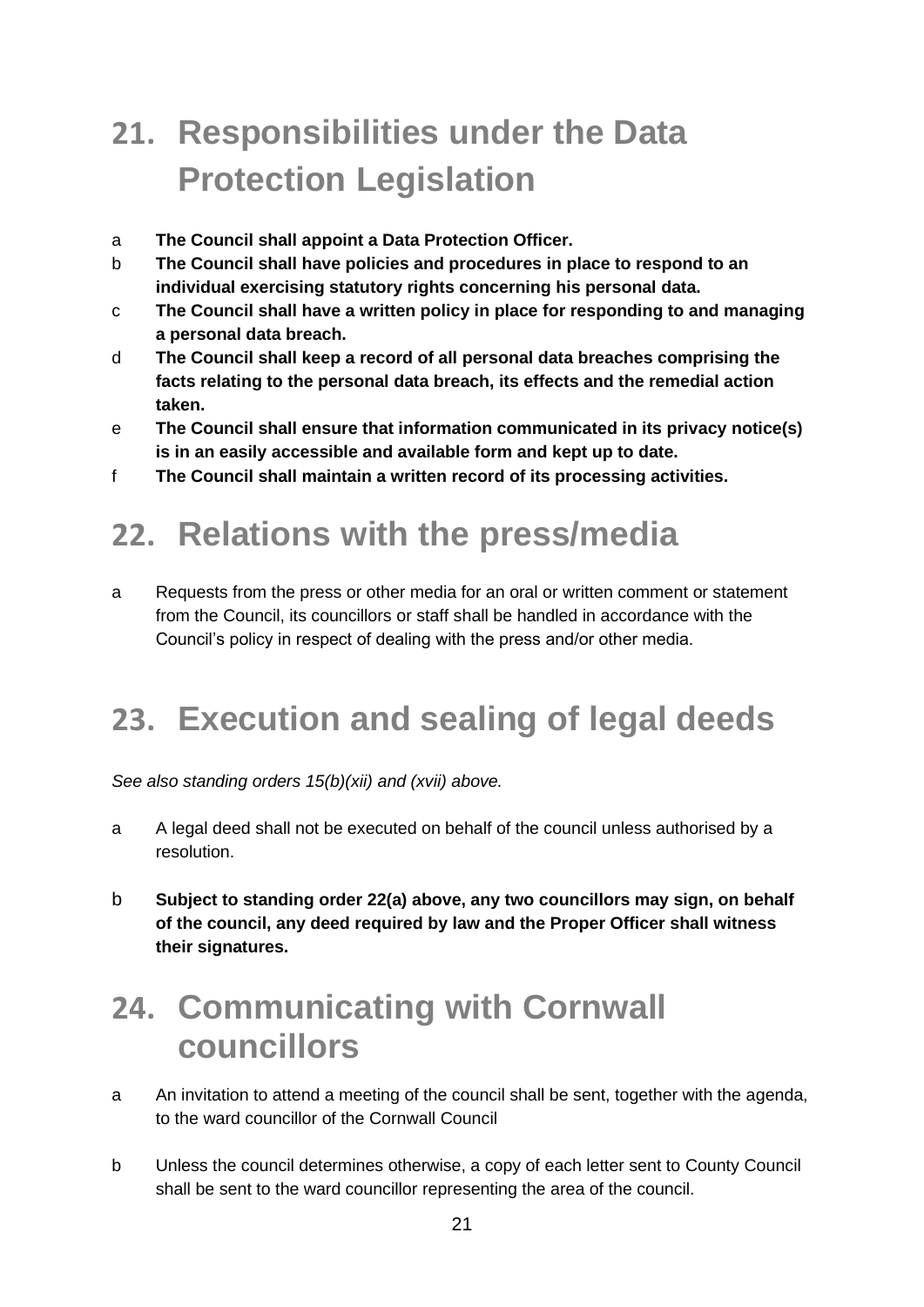## 21. Responsibilities under the Data Protection Legislation

a **The Council shall appoint a Data Protection Officer.**

b **The Council shall have policies and procedures in place to respond to an individual exercising statutory rights concerning his personal data.**

c **The Council shall have a written policy in place for responding to and managing a personal data breach.**

d **The Council shall keep a record of all personal data breaches comprising the facts relating to the personal data breach, its effects and the remedial action taken.**

e **The Council shall ensure that information communicated in its privacy notice(s) is in an easily accessible and available form and kept up to date.**

f **The Council shall maintain a written record of its processing activities.**

## 22. Relations with the press/media

a Requests from the press or other media for an oral or written comment or statement from the Council, its councillors or staff shall be handled in accordance with the Council's policy in respect of dealing with the press and/or other media.

## 23. Execution and sealing of legal deeds

*See also standing orders 15(b)(xii) and (xvii) above.*

a A legal deed shall not be executed on behalf of the council unless authorised by a resolution.

b **Subject to standing order 22(a) above, any two councillors may sign, on behalf of the council, any deed required by law and the Proper Officer shall witness their signatures.**

## 24. Communicating with Cornwall councillors

a An invitation to attend a meeting of the council shall be sent, together with the agenda, to the ward councillor of the Cornwall Council

b Unless the council determines otherwise, a copy of each letter sent to County Council shall be sent to the ward councillor representing the area of the council.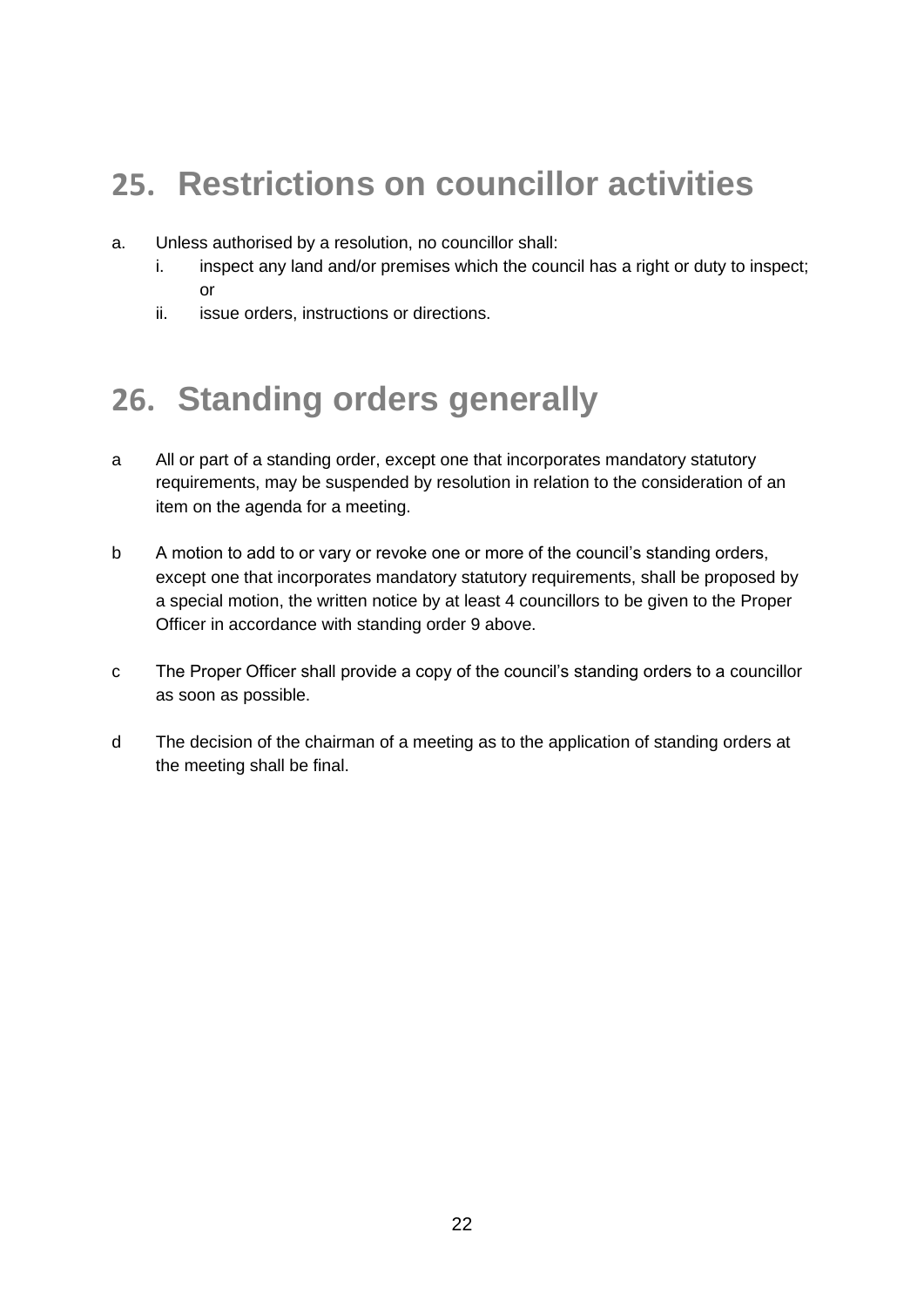## 25. Restrictions on councillor activities

a. Unless authorised by a resolution, no councillor shall:
   i. inspect any land and/or premises which the council has a right or duty to inspect; or
   ii. issue orders, instructions or directions.

## 26. Standing orders generally

a All or part of a standing order, except one that incorporates mandatory statutory requirements, may be suspended by resolution in relation to the consideration of an item on the agenda for a meeting.

b A motion to add to or vary or revoke one or more of the council's standing orders, except one that incorporates mandatory statutory requirements, shall be proposed by a special motion, the written notice by at least 4 councillors to be given to the Proper Officer in accordance with standing order 9 above.

c The Proper Officer shall provide a copy of the council's standing orders to a councillor as soon as possible.

d The decision of the chairman of a meeting as to the application of standing orders at the meeting shall be final.